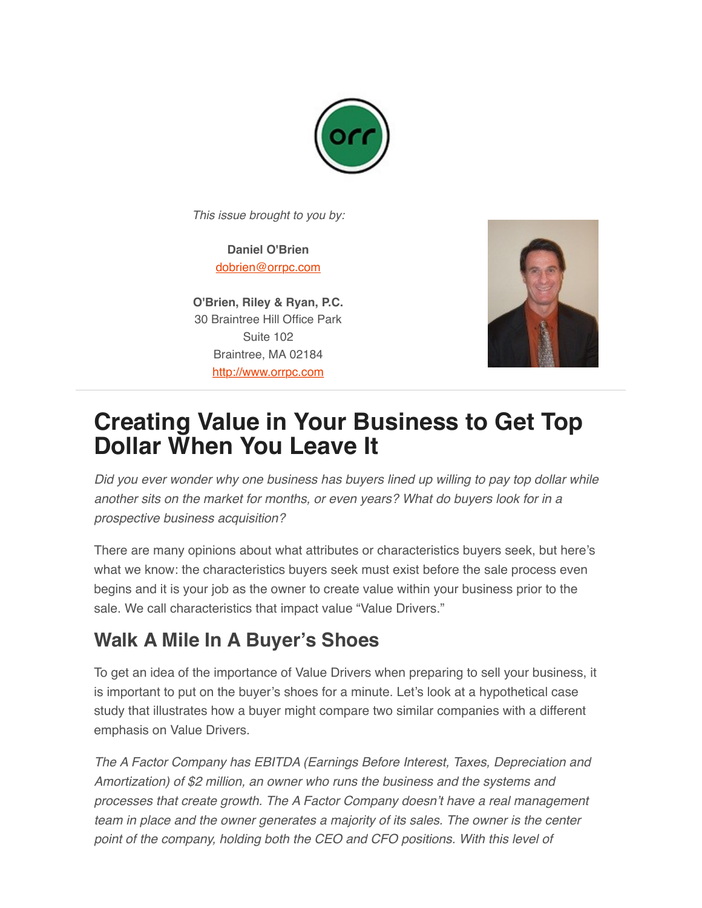*This issue brought to you by:*

**Daniel O'Brien**
[dobrien@orrpc.com](mailto:dobrien@orrpc.com)

**O'Brien, Riley & Ryan, P.C.**
30 Braintree Hill Office Park
Suite 102
Braintree, MA 02184
[http://www.orrpc.com](http://www.orrpc.com)

# Creating Value in Your Business to Get Top Dollar When You Leave It

*Did you ever wonder why one business has buyers lined up willing to pay top dollar while another sits on the market for months, or even years? What do buyers look for in a prospective business acquisition?*

There are many opinions about what attributes or characteristics buyers seek, but here's what we know: the characteristics buyers seek must exist before the sale process even begins and it is your job as the owner to create value within your business prior to the sale. We call characteristics that impact value "Value Drivers."

## Walk A Mile In A Buyer's Shoes

To get an idea of the importance of Value Drivers when preparing to sell your business, it is important to put on the buyer's shoes for a minute. Let's look at a hypothetical case study that illustrates how a buyer might compare two similar companies with a different emphasis on Value Drivers.

*The A Factor Company has EBITDA (Earnings Before Interest, Taxes, Depreciation and Amortization) of $2 million, an owner who runs the business and the systems and processes that create growth. The A Factor Company doesn't have a real management team in place and the owner generates a majority of its sales. The owner is the center point of the company, holding both the CEO and CFO positions. With this level of*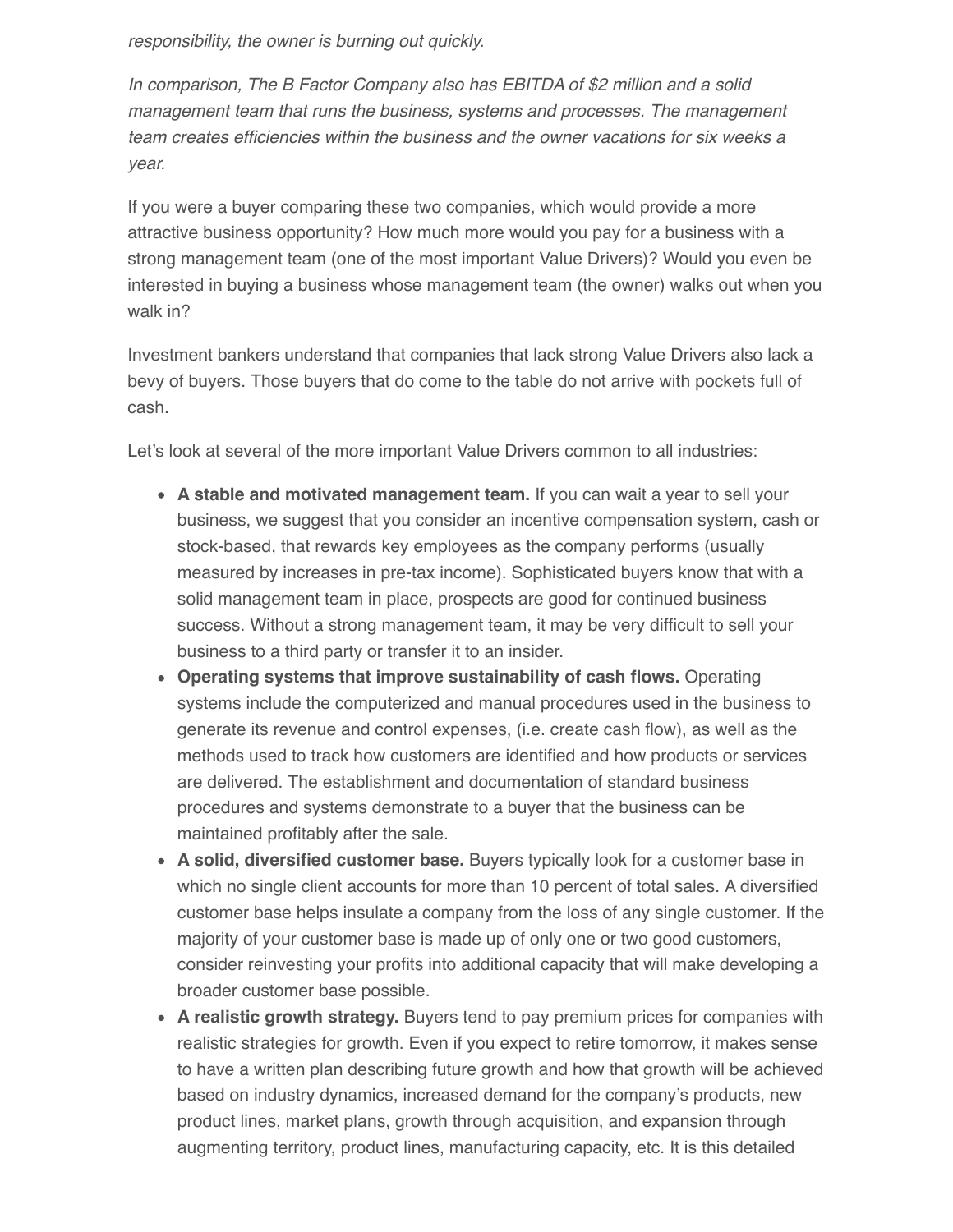*responsibility, the owner is burning out quickly.*

*In comparison, The B Factor Company also has EBITDA of $2 million and a solid management team that runs the business, systems and processes. The management team creates efficiencies within the business and the owner vacations for six weeks a year.*

If you were a buyer comparing these two companies, which would provide a more attractive business opportunity? How much more would you pay for a business with a strong management team (one of the most important Value Drivers)? Would you even be interested in buying a business whose management team (the owner) walks out when you walk in?

Investment bankers understand that companies that lack strong Value Drivers also lack a bevy of buyers. Those buyers that do come to the table do not arrive with pockets full of cash.

Let's look at several of the more important Value Drivers common to all industries:

- **A stable and motivated management team.** If you can wait a year to sell your business, we suggest that you consider an incentive compensation system, cash or stock-based, that rewards key employees as the company performs (usually measured by increases in pre-tax income). Sophisticated buyers know that with a solid management team in place, prospects are good for continued business success. Without a strong management team, it may be very difficult to sell your business to a third party or transfer it to an insider.
- **Operating systems that improve sustainability of cash flows.** Operating systems include the computerized and manual procedures used in the business to generate its revenue and control expenses, (i.e. create cash flow), as well as the methods used to track how customers are identified and how products or services are delivered. The establishment and documentation of standard business procedures and systems demonstrate to a buyer that the business can be maintained profitably after the sale.
- **A solid, diversified customer base.** Buyers typically look for a customer base in which no single client accounts for more than 10 percent of total sales. A diversified customer base helps insulate a company from the loss of any single customer. If the majority of your customer base is made up of only one or two good customers, consider reinvesting your profits into additional capacity that will make developing a broader customer base possible.
- **A realistic growth strategy.** Buyers tend to pay premium prices for companies with realistic strategies for growth. Even if you expect to retire tomorrow, it makes sense to have a written plan describing future growth and how that growth will be achieved based on industry dynamics, increased demand for the company's products, new product lines, market plans, growth through acquisition, and expansion through augmenting territory, product lines, manufacturing capacity, etc. It is this detailed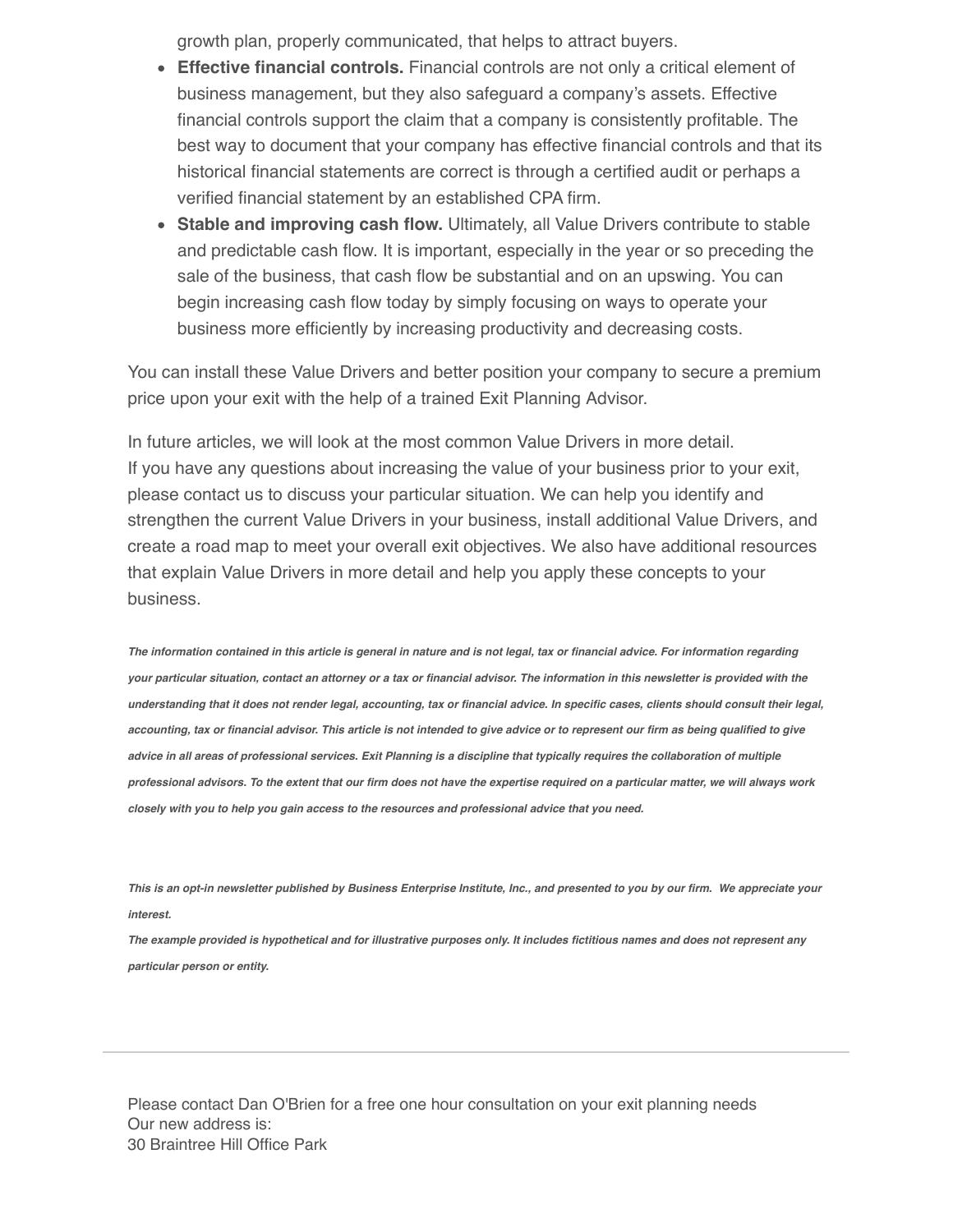growth plan, properly communicated, that helps to attract buyers.

- **Effective financial controls.** Financial controls are not only a critical element of business management, but they also safeguard a company's assets. Effective financial controls support the claim that a company is consistently profitable. The best way to document that your company has effective financial controls and that its historical financial statements are correct is through a certified audit or perhaps a verified financial statement by an established CPA firm.
- **Stable and improving cash flow.** Ultimately, all Value Drivers contribute to stable and predictable cash flow. It is important, especially in the year or so preceding the sale of the business, that cash flow be substantial and on an upswing. You can begin increasing cash flow today by simply focusing on ways to operate your business more efficiently by increasing productivity and decreasing costs.

You can install these Value Drivers and better position your company to secure a premium price upon your exit with the help of a trained Exit Planning Advisor.

In future articles, we will look at the most common Value Drivers in more detail.
If you have any questions about increasing the value of your business prior to your exit, please contact us to discuss your particular situation. We can help you identify and strengthen the current Value Drivers in your business, install additional Value Drivers, and create a road map to meet your overall exit objectives. We also have additional resources that explain Value Drivers in more detail and help you apply these concepts to your business.

***The information contained in this article is general in nature and is not legal, tax or financial advice. For information regarding your particular situation, contact an attorney or a tax or financial advisor. The information in this newsletter is provided with the understanding that it does not render legal, accounting, tax or financial advice. In specific cases, clients should consult their legal, accounting, tax or financial advisor. This article is not intended to give advice or to represent our firm as being qualified to give advice in all areas of professional services. Exit Planning is a discipline that typically requires the collaboration of multiple professional advisors. To the extent that our firm does not have the expertise required on a particular matter, we will always work closely with you to help you gain access to the resources and professional advice that you need.***

***This is an opt-in newsletter published by Business Enterprise Institute, Inc., and presented to you by our firm. We appreciate your interest.***
***The example provided is hypothetical and for illustrative purposes only. It includes fictitious names and does not represent any particular person or entity.***

---

Please contact Dan O'Brien for a free one hour consultation on your exit planning needs
Our new address is:
30 Braintree Hill Office Park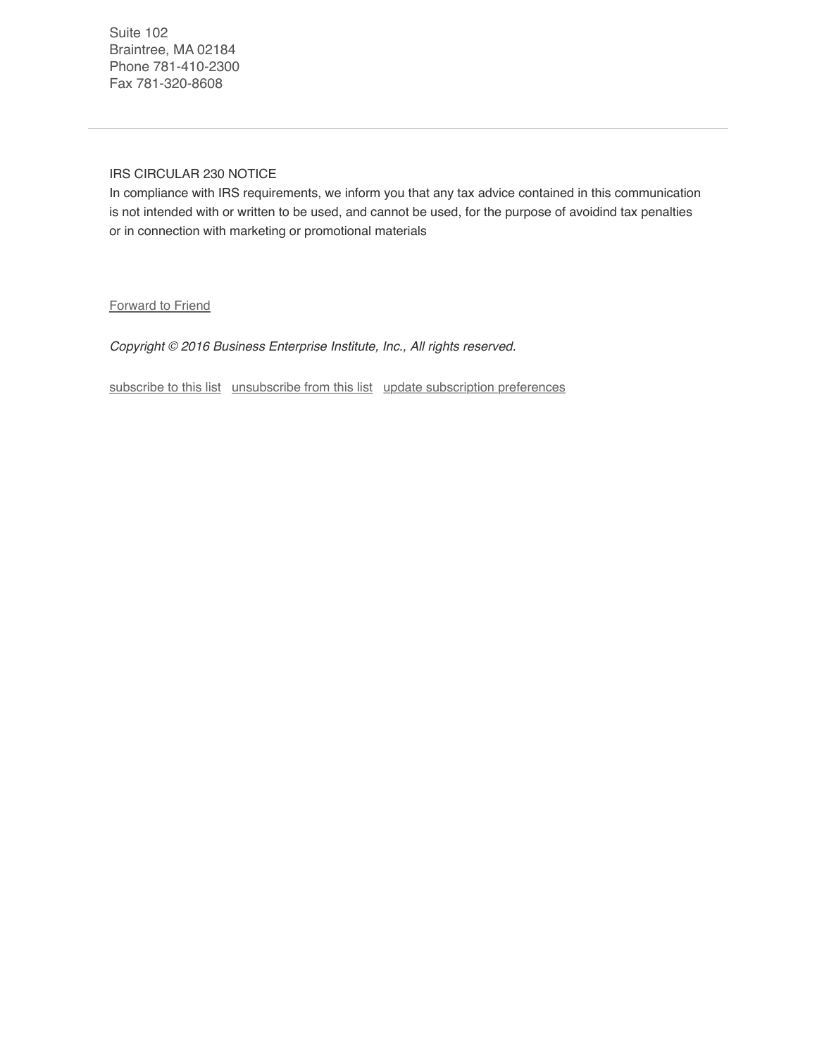Suite 102
Braintree, MA 02184
Phone 781-410-2300
Fax 781-320-8608

---

IRS CIRCULAR 230 NOTICE
In compliance with IRS requirements, we inform you that any tax advice contained in this communication is not intended with or written to be used, and cannot be used, for the purpose of avoidind tax penalties or in connection with marketing or promotional materials

Forward to Friend

*Copyright © 2016 Business Enterprise Institute, Inc., All rights reserved.*

subscribe to this list   unsubscribe from this list   update subscription preferences